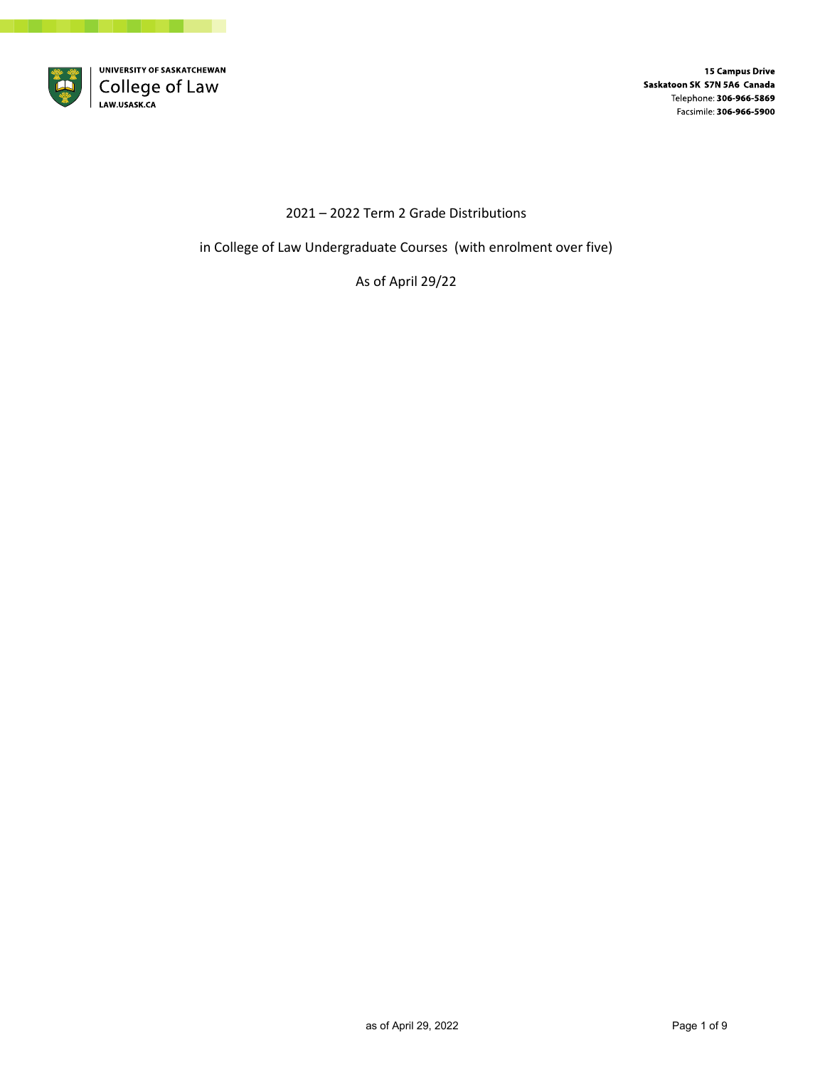UNIVERSITY OF SASKATCHEWAN
College of Law
LAW.USASK.CA

**15 Campus Drive**
**Saskatoon SK S7N 5A6 Canada**
Telephone: **306-966-5869**
Facsimile: **306-966-5900**

# 2021 – 2022 Term 2 Grade Distributions

## in College of Law Undergraduate Courses (with enrolment over five)

As of April 29/22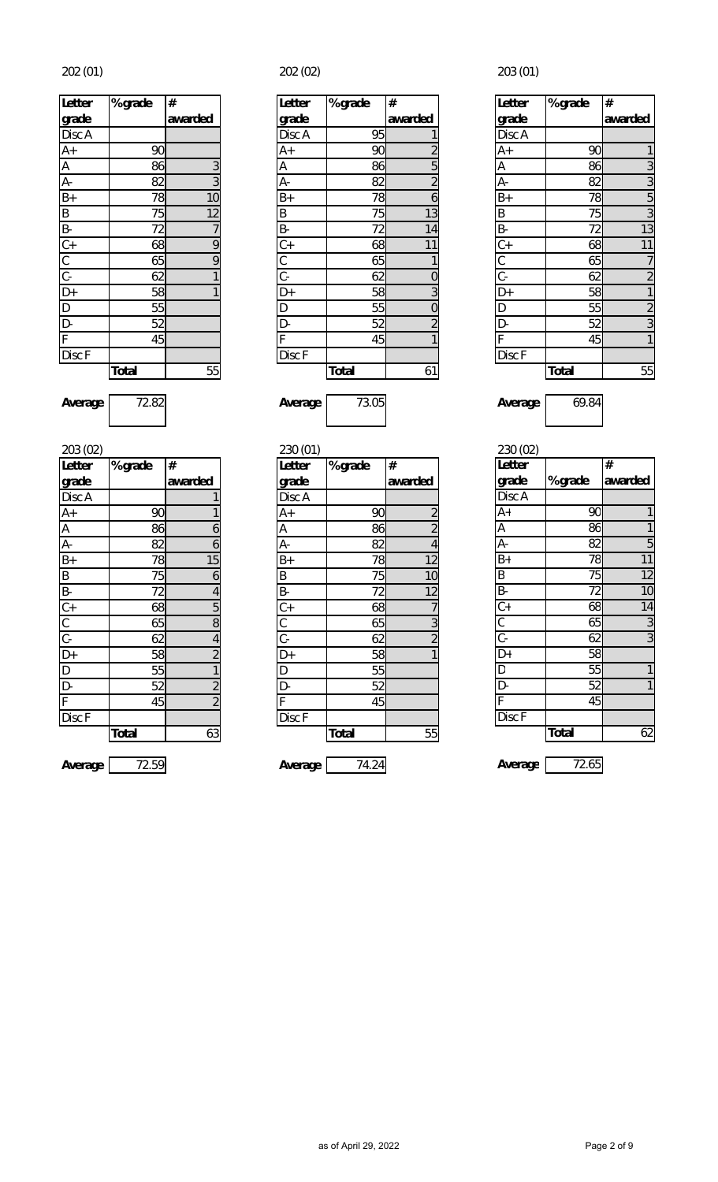## 202 (01)

| Letter grade | %grade | # awarded |
|---|---|---|
| Disc A | | |
| A+ | 90 | |
| A | 86 | 3 |
| A- | 82 | 3 |
| B+ | 78 | 10 |
| B | 75 | 12 |
| B- | 72 | 7 |
| C+ | 68 | 9 |
| C | 65 | 9 |
| C- | 62 | 1 |
| D+ | 58 | 1 |
| D | 55 | |
| D- | 52 | |
| F | 45 | |
| Disc F | | |
| | **Total** | 55 |

**Average** 72.82

## 202 (02)

| Letter grade | %grade | # awarded |
|---|---|---|
| Disc A | 95 | 1 |
| A+ | 90 | 2 |
| A | 86 | 5 |
| A- | 82 | 2 |
| B+ | 78 | 6 |
| B | 75 | 13 |
| B- | 72 | 14 |
| C+ | 68 | 11 |
| C | 65 | 1 |
| C- | 62 | 0 |
| D+ | 58 | 3 |
| D | 55 | 0 |
| D- | 52 | 2 |
| F | 45 | 1 |
| Disc F | | |
| | **Total** | 61 |

**Average** 73.05

## 203 (01)

| Letter grade | %grade | # awarded |
|---|---|---|
| Disc A | | |
| A+ | 90 | 1 |
| A | 86 | 3 |
| A- | 82 | 3 |
| B+ | 78 | 5 |
| B | 75 | 3 |
| B- | 72 | 13 |
| C+ | 68 | 11 |
| C | 65 | 7 |
| C- | 62 | 2 |
| D+ | 58 | 1 |
| D | 55 | 2 |
| D- | 52 | 3 |
| F | 45 | 1 |
| Disc F | | |
| | **Total** | 55 |

**Average** 69.84

## 203 (02)

| Letter grade | %grade | # awarded |
|---|---|---|
| Disc A | | 1 |
| A+ | 90 | 1 |
| A | 86 | 6 |
| A- | 82 | 6 |
| B+ | 78 | 15 |
| B | 75 | 6 |
| B- | 72 | 4 |
| C+ | 68 | 5 |
| C | 65 | 8 |
| C- | 62 | 4 |
| D+ | 58 | 2 |
| D | 55 | 1 |
| D- | 52 | 2 |
| F | 45 | 2 |
| Disc F | | |
| | **Total** | 63 |

**Average** 72.59

## 230 (01)

| Letter grade | %grade | # awarded |
|---|---|---|
| Disc A | | |
| A+ | 90 | 2 |
| A | 86 | 2 |
| A- | 82 | 4 |
| B+ | 78 | 12 |
| B | 75 | 10 |
| B- | 72 | 12 |
| C+ | 68 | 7 |
| C | 65 | 3 |
| C- | 62 | 2 |
| D+ | 58 | 1 |
| D | 55 | |
| D- | 52 | |
| F | 45 | |
| Disc F | | |
| | **Total** | 55 |

**Average** 74.24

## 230 (02)

| Letter grade | %grade | # awarded |
|---|---|---|
| Disc A | | |
| A+ | 90 | 1 |
| A | 86 | 1 |
| A- | 82 | 5 |
| B+ | 78 | 11 |
| B | 75 | 12 |
| B- | 72 | 10 |
| C+ | 68 | 14 |
| C | 65 | 3 |
| C- | 62 | 3 |
| D+ | 58 | |
| D | 55 | 1 |
| D- | 52 | 1 |
| F | 45 | |
| Disc F | | |
| | **Total** | 62 |

**Average** 72.65

as of April 29, 2022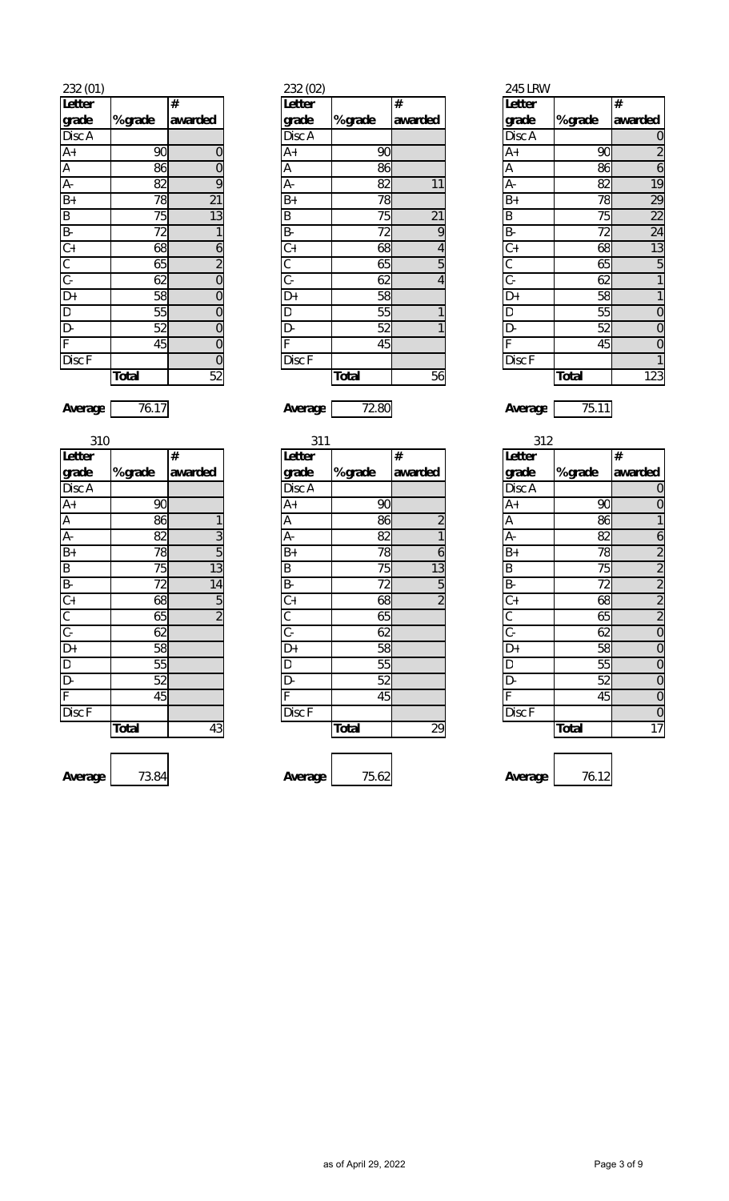232 (01)

| Letter grade | %grade | # awarded |
|---|---|---|
| Disc A | | |
| A+ | 90 | 0 |
| A | 86 | 0 |
| A- | 82 | 9 |
| B+ | 78 | 21 |
| B | 75 | 13 |
| B- | 72 | 1 |
| C+ | 68 | 6 |
| C | 65 | 2 |
| C- | 62 | 0 |
| D+ | 58 | 0 |
| D | 55 | 0 |
| D- | 52 | 0 |
| F | 45 | 0 |
| Disc F | | 0 |
| | **Total** | 52 |

**Average** 76.17

232 (02)

| Letter grade | %grade | # awarded |
|---|---|---|
| Disc A | | |
| A+ | 90 | |
| A | 86 | |
| A- | 82 | 11 |
| B+ | 78 | |
| B | 75 | 21 |
| B- | 72 | 9 |
| C+ | 68 | 4 |
| C | 65 | 5 |
| C- | 62 | 4 |
| D+ | 58 | |
| D | 55 | 1 |
| D- | 52 | 1 |
| F | 45 | |
| Disc F | | |
| | **Total** | 56 |

**Average** 72.80

245 LRW

| Letter grade | %grade | # awarded |
|---|---|---|
| Disc A | | 0 |
| A+ | 90 | 2 |
| A | 86 | 6 |
| A- | 82 | 19 |
| B+ | 78 | 29 |
| B | 75 | 22 |
| B- | 72 | 24 |
| C+ | 68 | 13 |
| C | 65 | 5 |
| C- | 62 | 1 |
| D+ | 58 | 1 |
| D | 55 | 0 |
| D- | 52 | 0 |
| F | 45 | 0 |
| Disc F | | 1 |
| | **Total** | 123 |

**Average** 75.11

310

| Letter grade | %grade | # awarded |
|---|---|---|
| Disc A | | |
| A+ | 90 | |
| A | 86 | 1 |
| A- | 82 | 3 |
| B+ | 78 | 5 |
| B | 75 | 13 |
| B- | 72 | 14 |
| C+ | 68 | 5 |
| C | 65 | 2 |
| C- | 62 | |
| D+ | 58 | |
| D | 55 | |
| D- | 52 | |
| F | 45 | |
| Disc F | | |
| | **Total** | 43 |

**Average** 73.84

311

| Letter grade | %grade | # awarded |
|---|---|---|
| Disc A | | |
| A+ | 90 | |
| A | 86 | 2 |
| A- | 82 | 1 |
| B+ | 78 | 6 |
| B | 75 | 13 |
| B- | 72 | 5 |
| C+ | 68 | 2 |
| C | 65 | |
| C- | 62 | |
| D+ | 58 | |
| D | 55 | |
| D- | 52 | |
| F | 45 | |
| Disc F | | |
| | **Total** | 29 |

**Average** 75.62

312

| Letter grade | %grade | # awarded |
|---|---|---|
| Disc A | | 0 |
| A+ | 90 | 0 |
| A | 86 | 1 |
| A- | 82 | 6 |
| B+ | 78 | 2 |
| B | 75 | 2 |
| B- | 72 | 2 |
| C+ | 68 | 2 |
| C | 65 | 2 |
| C- | 62 | 0 |
| D+ | 58 | 0 |
| D | 55 | 0 |
| D- | 52 | 0 |
| F | 45 | 0 |
| Disc F | | 0 |
| | **Total** | 17 |

**Average** 76.12

as of April 29, 2022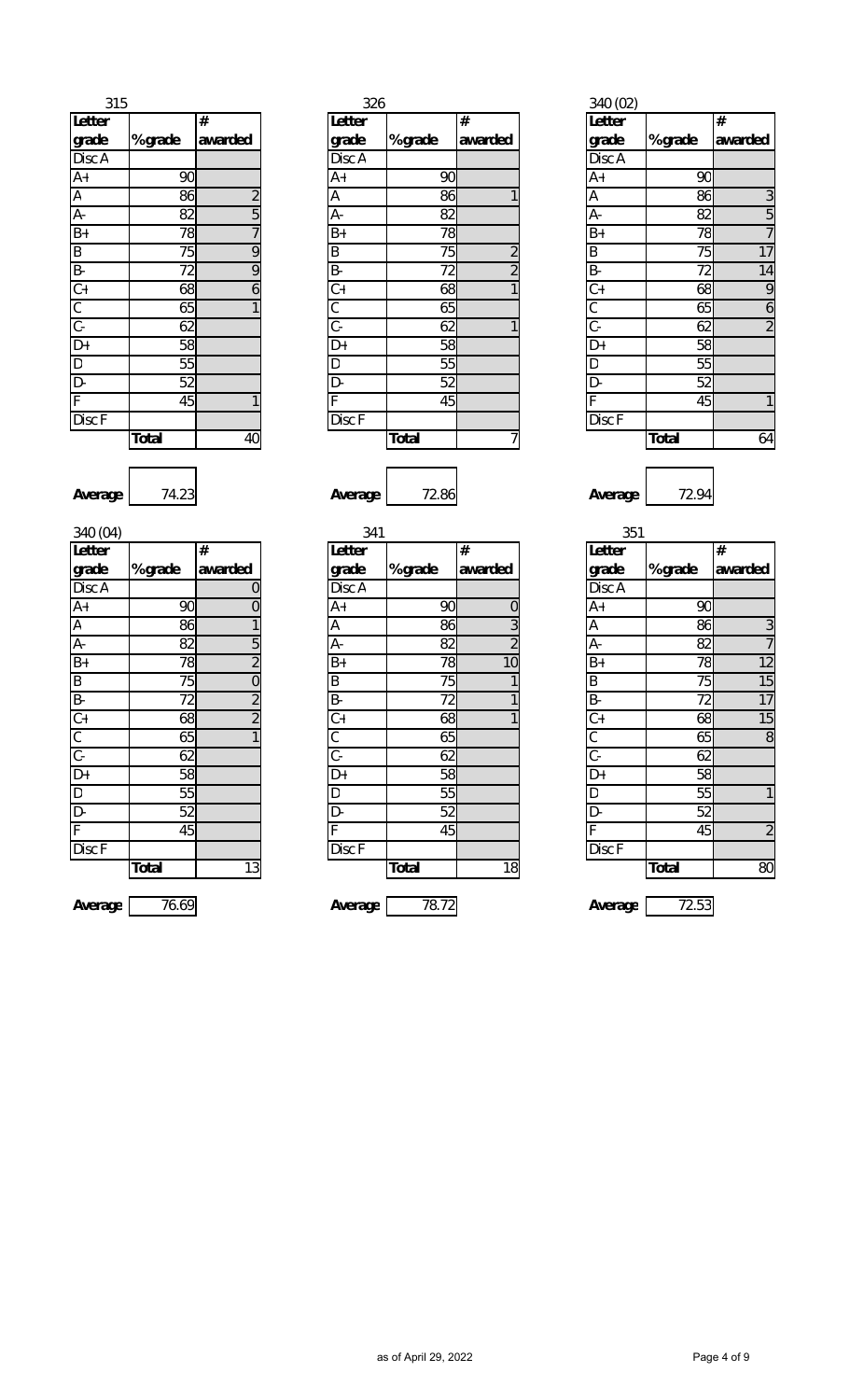315

| Letter grade | %grade | # awarded |
|---|---|---|
| Disc A | | |
| A+ | 90 | |
| A | 86 | 2 |
| A- | 82 | 5 |
| B+ | 78 | 7 |
| B | 75 | 9 |
| B- | 72 | 9 |
| C+ | 68 | 6 |
| C | 65 | 1 |
| C- | 62 | |
| D+ | 58 | |
| D | 55 | |
| D- | 52 | |
| F | 45 | 1 |
| Disc F | | |
| | Total | 40 |

Average 74.23

326

| Letter grade | %grade | # awarded |
|---|---|---|
| Disc A | | |
| A+ | 90 | |
| A | 86 | 1 |
| A- | 82 | |
| B+ | 78 | |
| B | 75 | 2 |
| B- | 72 | 2 |
| C+ | 68 | 1 |
| C | 65 | |
| C- | 62 | 1 |
| D+ | 58 | |
| D | 55 | |
| D- | 52 | |
| F | 45 | |
| Disc F | | |
| | Total | 7 |

Average 72.86

340 (02)

| Letter grade | %grade | # awarded |
|---|---|---|
| Disc A | | |
| A+ | 90 | |
| A | 86 | 3 |
| A- | 82 | 5 |
| B+ | 78 | 7 |
| B | 75 | 17 |
| B- | 72 | 14 |
| C+ | 68 | 9 |
| C | 65 | 6 |
| C- | 62 | 2 |
| D+ | 58 | |
| D | 55 | |
| D- | 52 | |
| F | 45 | 1 |
| Disc F | | |
| | Total | 64 |

Average 72.94

340 (04)

| Letter grade | %grade | # awarded |
|---|---|---|
| Disc A | | 0 |
| A+ | 90 | 0 |
| A | 86 | 1 |
| A- | 82 | 5 |
| B+ | 78 | 2 |
| B | 75 | 0 |
| B- | 72 | 2 |
| C+ | 68 | 2 |
| C | 65 | 1 |
| C- | 62 | |
| D+ | 58 | |
| D | 55 | |
| D- | 52 | |
| F | 45 | |
| Disc F | | |
| | Total | 13 |

Average 76.69

341

| Letter grade | %grade | # awarded |
|---|---|---|
| Disc A | | |
| A+ | 90 | 0 |
| A | 86 | 3 |
| A- | 82 | 2 |
| B+ | 78 | 10 |
| B | 75 | 1 |
| B- | 72 | 1 |
| C+ | 68 | 1 |
| C | 65 | |
| C- | 62 | |
| D+ | 58 | |
| D | 55 | |
| D- | 52 | |
| F | 45 | |
| Disc F | | |
| | Total | 18 |

Average 78.72

351

| Letter grade | %grade | # awarded |
|---|---|---|
| Disc A | | |
| A+ | 90 | |
| A | 86 | 3 |
| A- | 82 | 7 |
| B+ | 78 | 12 |
| B | 75 | 15 |
| B- | 72 | 17 |
| C+ | 68 | 15 |
| C | 65 | 8 |
| C- | 62 | |
| D+ | 58 | |
| D | 55 | 1 |
| D- | 52 | |
| F | 45 | 2 |
| Disc F | | |
| | Total | 80 |

Average 72.53

as of April 29, 2022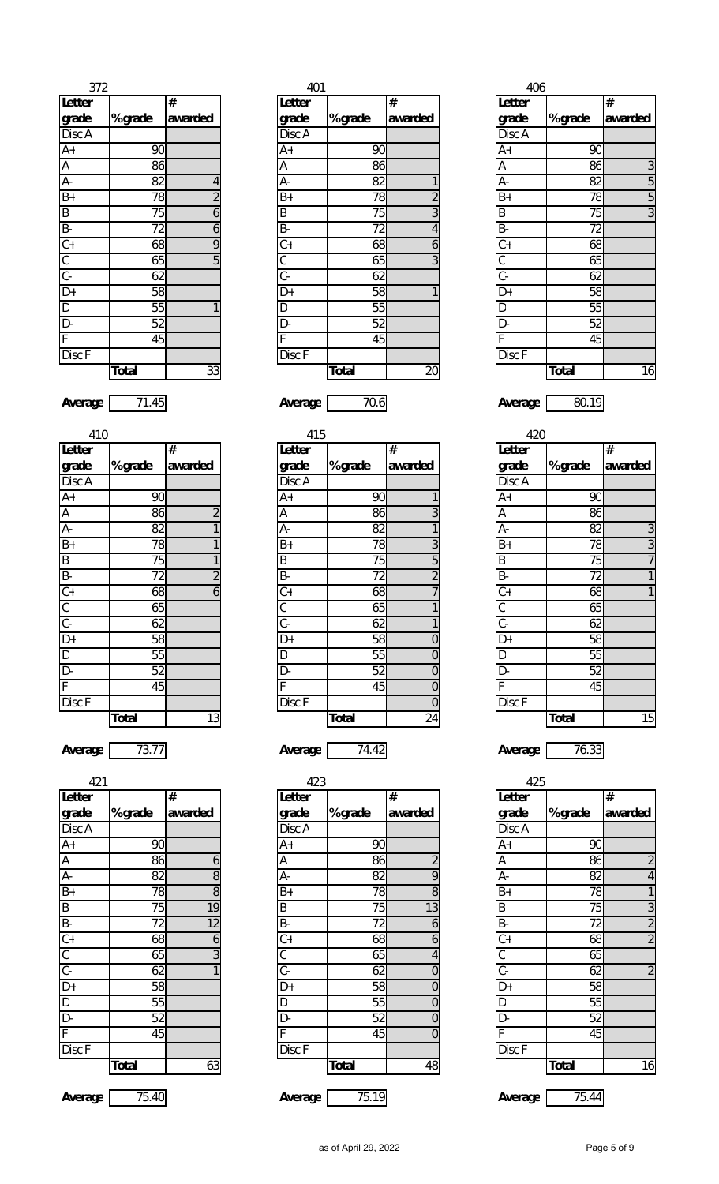### 372

| Letter grade | %grade | # awarded |
|---|---|---|
| Disc A | | |
| A+ | 90 | |
| A | 86 | |
| A- | 82 | 4 |
| B+ | 78 | 2 |
| B | 75 | 6 |
| B- | 72 | 6 |
| C+ | 68 | 9 |
| C | 65 | 5 |
| C- | 62 | |
| D+ | 58 | |
| D | 55 | 1 |
| D- | 52 | |
| F | 45 | |
| Disc F | | |
| | Total | 33 |

Average 71.45

### 401

| Letter grade | %grade | # awarded |
|---|---|---|
| Disc A | | |
| A+ | 90 | |
| A | 86 | |
| A- | 82 | 1 |
| B+ | 78 | 2 |
| B | 75 | 3 |
| B- | 72 | 4 |
| C+ | 68 | 6 |
| C | 65 | 3 |
| C- | 62 | |
| D+ | 58 | 1 |
| D | 55 | |
| D- | 52 | |
| F | 45 | |
| Disc F | | |
| | Total | 20 |

Average 70.6

### 406

| Letter grade | %grade | # awarded |
|---|---|---|
| Disc A | | |
| A+ | 90 | |
| A | 86 | 3 |
| A- | 82 | 5 |
| B+ | 78 | 5 |
| B | 75 | 3 |
| B- | 72 | |
| C+ | 68 | |
| C | 65 | |
| C- | 62 | |
| D+ | 58 | |
| D | 55 | |
| D- | 52 | |
| F | 45 | |
| Disc F | | |
| | Total | 16 |

Average 80.19

### 410

| Letter grade | %grade | # awarded |
|---|---|---|
| Disc A | | |
| A+ | 90 | |
| A | 86 | 2 |
| A- | 82 | 1 |
| B+ | 78 | 1 |
| B | 75 | 1 |
| B- | 72 | 2 |
| C+ | 68 | 6 |
| C | 65 | |
| C- | 62 | |
| D+ | 58 | |
| D | 55 | |
| D- | 52 | |
| F | 45 | |
| Disc F | | |
| | Total | 13 |

Average 73.77

### 415

| Letter grade | %grade | # awarded |
|---|---|---|
| Disc A | | |
| A+ | 90 | 1 |
| A | 86 | 3 |
| A- | 82 | 1 |
| B+ | 78 | 3 |
| B | 75 | 5 |
| B- | 72 | 2 |
| C+ | 68 | 7 |
| C | 65 | 1 |
| C- | 62 | 1 |
| D+ | 58 | 0 |
| D | 55 | 0 |
| D- | 52 | 0 |
| F | 45 | 0 |
| Disc F | | 0 |
| | Total | 24 |

Average 74.42

### 420

| Letter grade | %grade | # awarded |
|---|---|---|
| Disc A | | |
| A+ | 90 | |
| A | 86 | |
| A- | 82 | 3 |
| B+ | 78 | 3 |
| B | 75 | 7 |
| B- | 72 | 1 |
| C+ | 68 | 1 |
| C | 65 | |
| C- | 62 | |
| D+ | 58 | |
| D | 55 | |
| D- | 52 | |
| F | 45 | |
| Disc F | | |
| | Total | 15 |

Average 76.33

### 421

| Letter grade | %grade | # awarded |
|---|---|---|
| Disc A | | |
| A+ | 90 | |
| A | 86 | 6 |
| A- | 82 | 8 |
| B+ | 78 | 8 |
| B | 75 | 19 |
| B- | 72 | 12 |
| C+ | 68 | 6 |
| C | 65 | 3 |
| C- | 62 | 1 |
| D+ | 58 | |
| D | 55 | |
| D- | 52 | |
| F | 45 | |
| Disc F | | |
| | Total | 63 |

Average 75.40

### 423

| Letter grade | %grade | # awarded |
|---|---|---|
| Disc A | | |
| A+ | 90 | |
| A | 86 | 2 |
| A- | 82 | 9 |
| B+ | 78 | 8 |
| B | 75 | 13 |
| B- | 72 | 6 |
| C+ | 68 | 6 |
| C | 65 | 4 |
| C- | 62 | 0 |
| D+ | 58 | 0 |
| D | 55 | 0 |
| D- | 52 | 0 |
| F | 45 | 0 |
| Disc F | | |
| | Total | 48 |

Average 75.19

### 425

| Letter grade | %grade | # awarded |
|---|---|---|
| Disc A | | |
| A+ | 90 | |
| A | 86 | 2 |
| A- | 82 | 4 |
| B+ | 78 | 1 |
| B | 75 | 3 |
| B- | 72 | 2 |
| C+ | 68 | 2 |
| C | 65 | |
| C- | 62 | 2 |
| D+ | 58 | |
| D | 55 | |
| D- | 52 | |
| F | 45 | |
| Disc F | | |
| | Total | 16 |

Average 75.44

as of April 29, 2022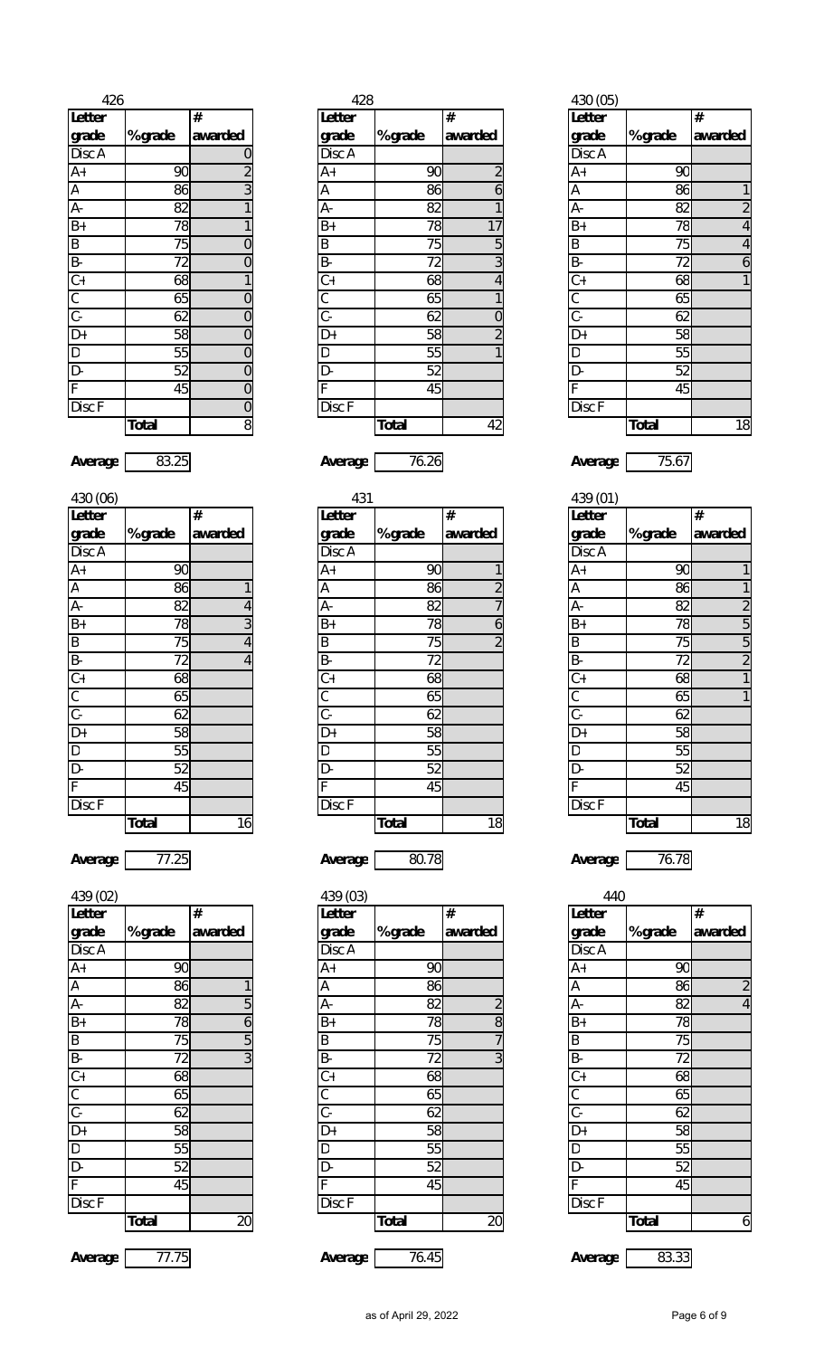426

| Letter grade | %grade | # awarded |
|---|---|---|
| Disc A | | 0 |
| A+ | 90 | 2 |
| A | 86 | 3 |
| A- | 82 | 1 |
| B+ | 78 | 1 |
| B | 75 | 0 |
| B- | 72 | 0 |
| C+ | 68 | 1 |
| C | 65 | 0 |
| C- | 62 | 0 |
| D+ | 58 | 0 |
| D | 55 | 0 |
| D- | 52 | 0 |
| F | 45 | 0 |
| Disc F | | 0 |
| | Total | 8 |

Average 83.25

428

| Letter grade | %grade | # awarded |
|---|---|---|
| Disc A | | |
| A+ | 90 | 2 |
| A | 86 | 6 |
| A- | 82 | 1 |
| B+ | 78 | 17 |
| B | 75 | 5 |
| B- | 72 | 3 |
| C+ | 68 | 4 |
| C | 65 | 1 |
| C- | 62 | 0 |
| D+ | 58 | 2 |
| D | 55 | 1 |
| D- | 52 | |
| F | 45 | |
| Disc F | | |
| | Total | 42 |

Average 76.26

430 (05)

| Letter grade | %grade | # awarded |
|---|---|---|
| Disc A | | |
| A+ | 90 | |
| A | 86 | 1 |
| A- | 82 | 2 |
| B+ | 78 | 4 |
| B | 75 | 4 |
| B- | 72 | 6 |
| C+ | 68 | 1 |
| C | 65 | |
| C- | 62 | |
| D+ | 58 | |
| D | 55 | |
| D- | 52 | |
| F | 45 | |
| Disc F | | |
| | Total | 18 |

Average 75.67

430 (06)

| Letter grade | %grade | # awarded |
|---|---|---|
| Disc A | | |
| A+ | 90 | |
| A | 86 | 1 |
| A- | 82 | 4 |
| B+ | 78 | 3 |
| B | 75 | 4 |
| B- | 72 | 4 |
| C+ | 68 | |
| C | 65 | |
| C- | 62 | |
| D+ | 58 | |
| D | 55 | |
| D- | 52 | |
| F | 45 | |
| Disc F | | |
| | Total | 16 |

Average 77.25

431

| Letter grade | %grade | # awarded |
|---|---|---|
| Disc A | | |
| A+ | 90 | 1 |
| A | 86 | 2 |
| A- | 82 | 7 |
| B+ | 78 | 6 |
| B | 75 | 2 |
| B- | 72 | |
| C+ | 68 | |
| C | 65 | |
| C- | 62 | |
| D+ | 58 | |
| D | 55 | |
| D- | 52 | |
| F | 45 | |
| Disc F | | |
| | Total | 18 |

Average 80.78

439 (01)

| Letter grade | %grade | # awarded |
|---|---|---|
| Disc A | | |
| A+ | 90 | 1 |
| A | 86 | 1 |
| A- | 82 | 2 |
| B+ | 78 | 5 |
| B | 75 | 5 |
| B- | 72 | 2 |
| C+ | 68 | 1 |
| C | 65 | 1 |
| C- | 62 | |
| D+ | 58 | |
| D | 55 | |
| D- | 52 | |
| F | 45 | |
| Disc F | | |
| | Total | 18 |

Average 76.78

439 (02)

| Letter grade | %grade | # awarded |
|---|---|---|
| Disc A | | |
| A+ | 90 | |
| A | 86 | 1 |
| A- | 82 | 5 |
| B+ | 78 | 6 |
| B | 75 | 5 |
| B- | 72 | 3 |
| C+ | 68 | |
| C | 65 | |
| C- | 62 | |
| D+ | 58 | |
| D | 55 | |
| D- | 52 | |
| F | 45 | |
| Disc F | | |
| | Total | 20 |

Average 77.75

439 (03)

| Letter grade | %grade | # awarded |
|---|---|---|
| Disc A | | |
| A+ | 90 | |
| A | 86 | |
| A- | 82 | 2 |
| B+ | 78 | 8 |
| B | 75 | 7 |
| B- | 72 | 3 |
| C+ | 68 | |
| C | 65 | |
| C- | 62 | |
| D+ | 58 | |
| D | 55 | |
| D- | 52 | |
| F | 45 | |
| Disc F | | |
| | Total | 20 |

Average 76.45

440

| Letter grade | %grade | # awarded |
|---|---|---|
| Disc A | | |
| A+ | 90 | |
| A | 86 | 2 |
| A- | 82 | 4 |
| B+ | 78 | |
| B | 75 | |
| B- | 72 | |
| C+ | 68 | |
| C | 65 | |
| C- | 62 | |
| D+ | 58 | |
| D | 55 | |
| D- | 52 | |
| F | 45 | |
| Disc F | | |
| | Total | 6 |

Average 83.33

as of April 29, 2022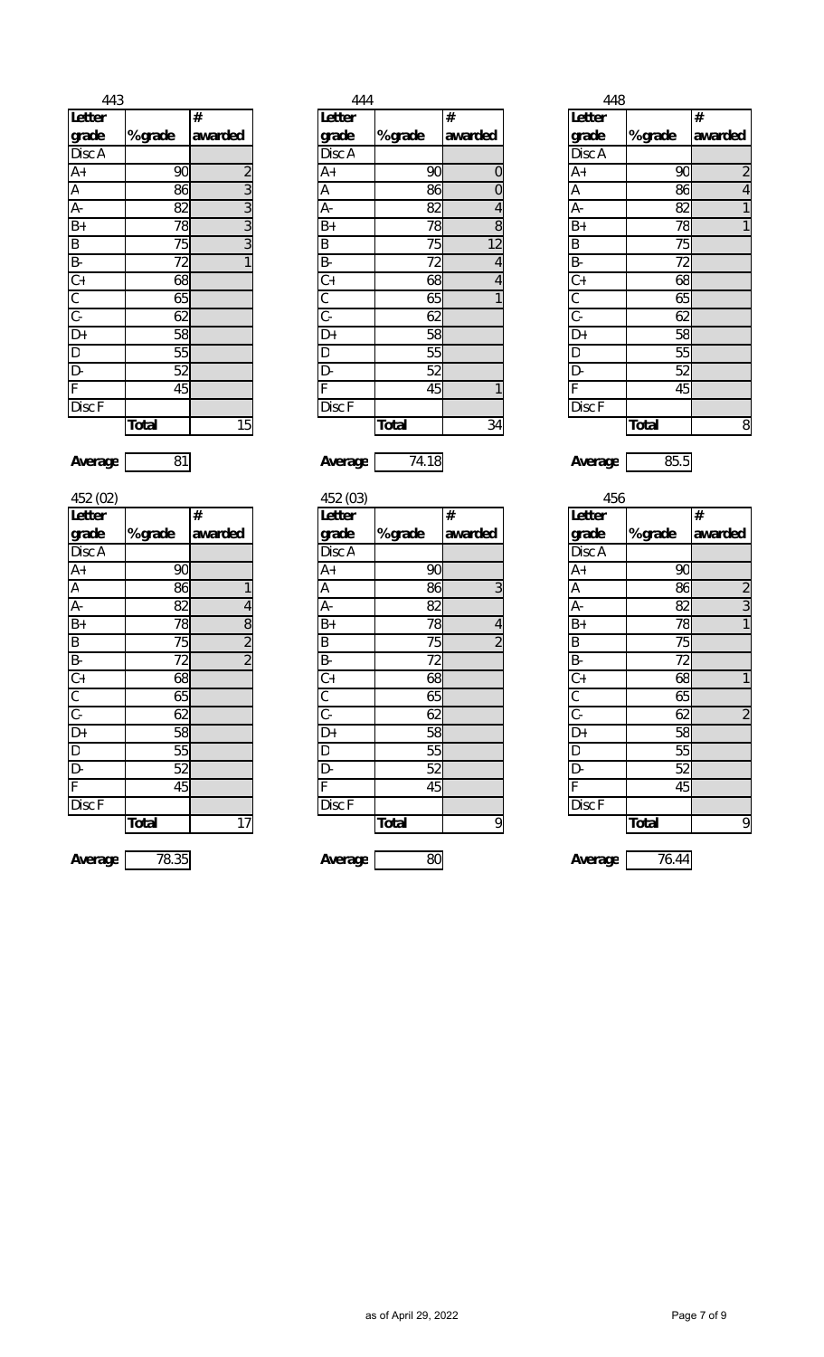443

| Letter grade | %grade | # awarded |
|---|---|---|
| Disc A | | |
| A+ | 90 | 2 |
| A | 86 | 3 |
| A- | 82 | 3 |
| B+ | 78 | 3 |
| B | 75 | 3 |
| B- | 72 | 1 |
| C+ | 68 | |
| C | 65 | |
| C- | 62 | |
| D+ | 58 | |
| D | 55 | |
| D- | 52 | |
| F | 45 | |
| Disc F | | |
| | **Total** | 15 |

**Average** 81

444

| Letter grade | %grade | # awarded |
|---|---|---|
| Disc A | | |
| A+ | 90 | 0 |
| A | 86 | 0 |
| A- | 82 | 4 |
| B+ | 78 | 8 |
| B | 75 | 12 |
| B- | 72 | 4 |
| C+ | 68 | 4 |
| C | 65 | 1 |
| C- | 62 | |
| D+ | 58 | |
| D | 55 | |
| D- | 52 | |
| F | 45 | 1 |
| Disc F | | |
| | **Total** | 34 |

**Average** 74.18

448

| Letter grade | %grade | # awarded |
|---|---|---|
| Disc A | | |
| A+ | 90 | 2 |
| A | 86 | 4 |
| A- | 82 | 1 |
| B+ | 78 | 1 |
| B | 75 | |
| B- | 72 | |
| C+ | 68 | |
| C | 65 | |
| C- | 62 | |
| D+ | 58 | |
| D | 55 | |
| D- | 52 | |
| F | 45 | |
| Disc F | | |
| | **Total** | 8 |

**Average** 85.5

452 (02)

| Letter grade | %grade | # awarded |
|---|---|---|
| Disc A | | |
| A+ | 90 | |
| A | 86 | 1 |
| A- | 82 | 4 |
| B+ | 78 | 8 |
| B | 75 | 2 |
| B- | 72 | 2 |
| C+ | 68 | |
| C | 65 | |
| C- | 62 | |
| D+ | 58 | |
| D | 55 | |
| D- | 52 | |
| F | 45 | |
| Disc F | | |
| | **Total** | 17 |

**Average** 78.35

452 (03)

| Letter grade | %grade | # awarded |
|---|---|---|
| Disc A | | |
| A+ | 90 | |
| A | 86 | 3 |
| A- | 82 | |
| B+ | 78 | 4 |
| B | 75 | 2 |
| B- | 72 | |
| C+ | 68 | |
| C | 65 | |
| C- | 62 | |
| D+ | 58 | |
| D | 55 | |
| D- | 52 | |
| F | 45 | |
| Disc F | | |
| | **Total** | 9 |

**Average** 80

456

| Letter grade | %grade | # awarded |
|---|---|---|
| Disc A | | |
| A+ | 90 | |
| A | 86 | 2 |
| A- | 82 | 3 |
| B+ | 78 | 1 |
| B | 75 | |
| B- | 72 | |
| C+ | 68 | 1 |
| C | 65 | |
| C- | 62 | 2 |
| D+ | 58 | |
| D | 55 | |
| D- | 52 | |
| F | 45 | |
| Disc F | | |
| | **Total** | 9 |

**Average** 76.44

as of April 29, 2022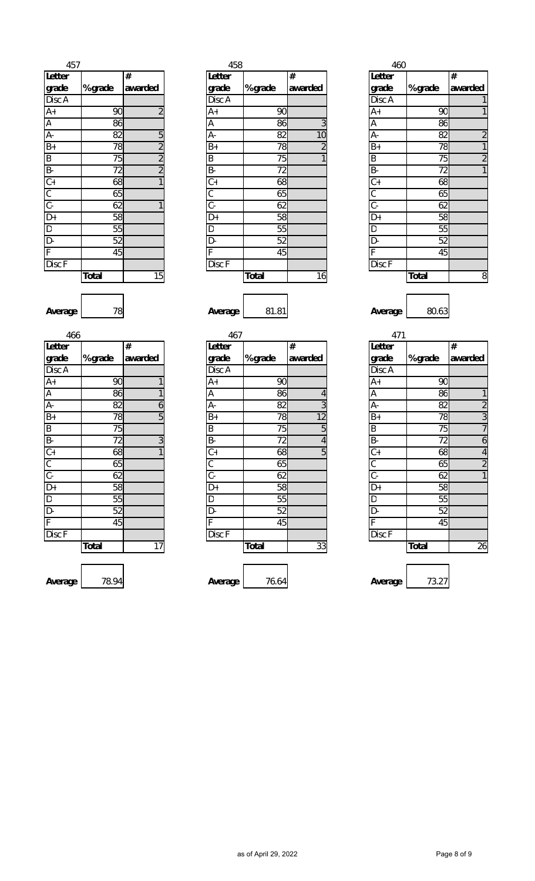## 457

| Letter grade | % grade | # awarded |
|---|---|---|
| Disc A | | |
| A+ | 90 | 2 |
| A | 86 | |
| A- | 82 | 5 |
| B+ | 78 | 2 |
| B | 75 | 2 |
| B- | 72 | 2 |
| C+ | 68 | 1 |
| C | 65 | |
| C- | 62 | 1 |
| D+ | 58 | |
| D | 55 | |
| D- | 52 | |
| F | 45 | |
| Disc F | | |
| | **Total** | 15 |

**Average** 78

## 458

| Letter grade | % grade | # awarded |
|---|---|---|
| Disc A | | |
| A+ | 90 | |
| A | 86 | 3 |
| A- | 82 | 10 |
| B+ | 78 | 2 |
| B | 75 | 1 |
| B- | 72 | |
| C+ | 68 | |
| C | 65 | |
| C- | 62 | |
| D+ | 58 | |
| D | 55 | |
| D- | 52 | |
| F | 45 | |
| Disc F | | |
| | **Total** | 16 |

**Average** 81.81

## 460

| Letter grade | % grade | # awarded |
|---|---|---|
| Disc A | | 1 |
| A+ | 90 | 1 |
| A | 86 | |
| A- | 82 | 2 |
| B+ | 78 | 1 |
| B | 75 | 2 |
| B- | 72 | 1 |
| C+ | 68 | |
| C | 65 | |
| C- | 62 | |
| D+ | 58 | |
| D | 55 | |
| D- | 52 | |
| F | 45 | |
| Disc F | | |
| | **Total** | 8 |

**Average** 80.63

## 466

| Letter grade | % grade | # awarded |
|---|---|---|
| Disc A | | |
| A+ | 90 | 1 |
| A | 86 | 1 |
| A- | 82 | 6 |
| B+ | 78 | 5 |
| B | 75 | |
| B- | 72 | 3 |
| C+ | 68 | 1 |
| C | 65 | |
| C- | 62 | |
| D+ | 58 | |
| D | 55 | |
| D- | 52 | |
| F | 45 | |
| Disc F | | |
| | **Total** | 17 |

**Average** 78.94

## 467

| Letter grade | % grade | # awarded |
|---|---|---|
| Disc A | | |
| A+ | 90 | |
| A | 86 | 4 |
| A- | 82 | 3 |
| B+ | 78 | 12 |
| B | 75 | 5 |
| B- | 72 | 4 |
| C+ | 68 | 5 |
| C | 65 | |
| C- | 62 | |
| D+ | 58 | |
| D | 55 | |
| D- | 52 | |
| F | 45 | |
| Disc F | | |
| | **Total** | 33 |

**Average** 76.64

## 471

| Letter grade | % grade | # awarded |
|---|---|---|
| Disc A | | |
| A+ | 90 | |
| A | 86 | 1 |
| A- | 82 | 2 |
| B+ | 78 | 3 |
| B | 75 | 7 |
| B- | 72 | 6 |
| C+ | 68 | 4 |
| C | 65 | 2 |
| C- | 62 | 1 |
| D+ | 58 | |
| D | 55 | |
| D- | 52 | |
| F | 45 | |
| Disc F | | |
| | **Total** | 26 |

**Average** 73.27

as of April 29, 2022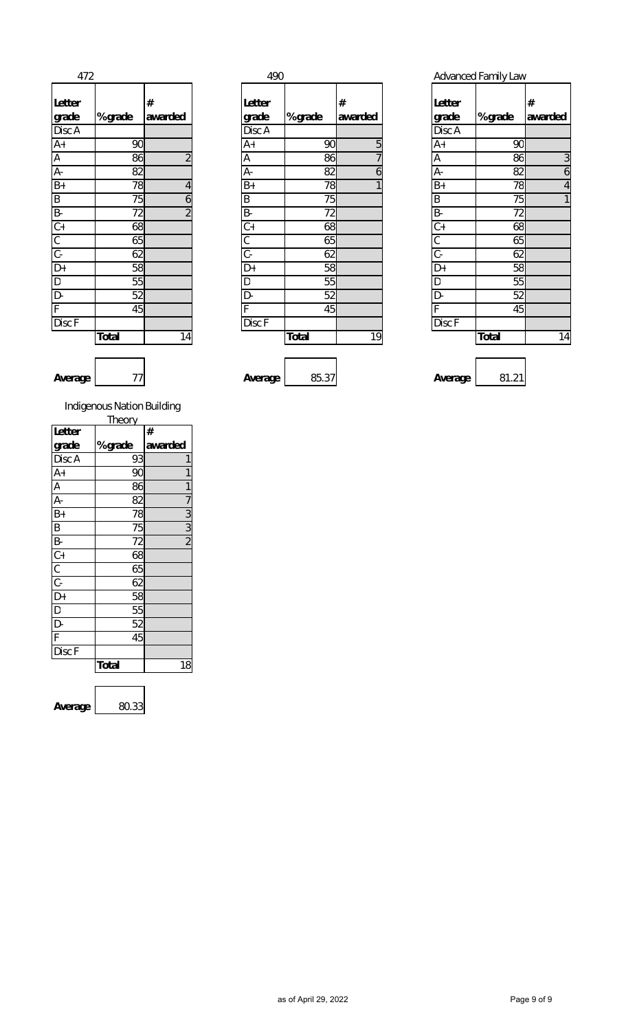472

| Letter grade | % grade | # awarded |
|---|---|---|
| Disc A | | |
| A+ | 90 | |
| A | 86 | 2 |
| A- | 82 | |
| B+ | 78 | 4 |
| B | 75 | 6 |
| B- | 72 | 2 |
| C+ | 68 | |
| C | 65 | |
| C- | 62 | |
| D+ | 58 | |
| D | 55 | |
| D- | 52 | |
| F | 45 | |
| Disc F | | |
| | Total | 14 |

Average: 77

490

| Letter grade | % grade | # awarded |
|---|---|---|
| Disc A | | |
| A+ | 90 | 5 |
| A | 86 | 7 |
| A- | 82 | 6 |
| B+ | 78 | 1 |
| B | 75 | |
| B- | 72 | |
| C+ | 68 | |
| C | 65 | |
| C- | 62 | |
| D+ | 58 | |
| D | 55 | |
| D- | 52 | |
| F | 45 | |
| Disc F | | |
| | Total | 19 |

Average: 85.37

Advanced Family Law

| Letter grade | % grade | # awarded |
|---|---|---|
| Disc A | | |
| A+ | 90 | |
| A | 86 | 3 |
| A- | 82 | 6 |
| B+ | 78 | 4 |
| B | 75 | 1 |
| B- | 72 | |
| C+ | 68 | |
| C | 65 | |
| C- | 62 | |
| D+ | 58 | |
| D | 55 | |
| D- | 52 | |
| F | 45 | |
| Disc F | | |
| | Total | 14 |

Average: 81.21

Indigenous Nation Building Theory

| Letter grade | % grade | # awarded |
|---|---|---|
| Disc A | 93 | 1 |
| A+ | 90 | 1 |
| A | 86 | 1 |
| A- | 82 | 7 |
| B+ | 78 | 3 |
| B | 75 | 3 |
| B- | 72 | 2 |
| C+ | 68 | |
| C | 65 | |
| C- | 62 | |
| D+ | 58 | |
| D | 55 | |
| D- | 52 | |
| F | 45 | |
| Disc F | | |
| | Total | 18 |

Average: 80.33

as of April 29, 2022